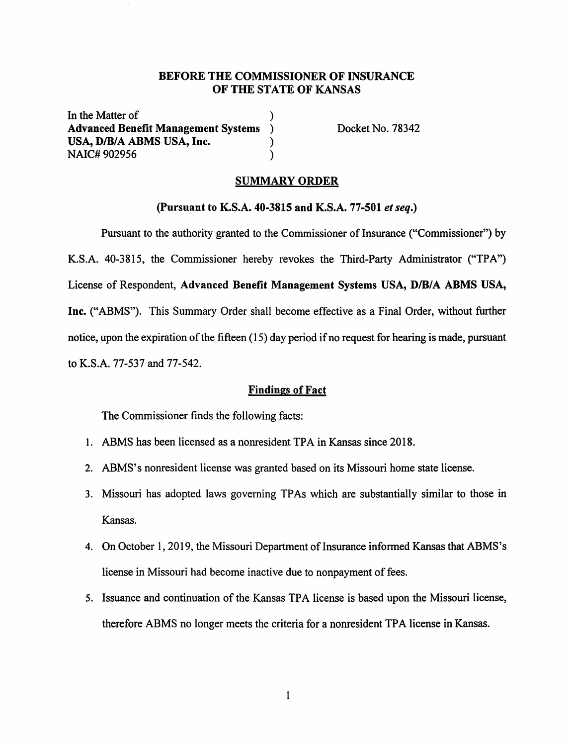# BEFORE THE COMMISSIONER OF INSURANCE OF THE STATE OF KANSAS

In the Matter of
**Advanced Benefit Management Systems USA, D/B/A ABMS USA, Inc.**
NAIC# 902956

Docket No. 78342

## SUMMARY ORDER

### (Pursuant to K.S.A. 40-3815 and K.S.A. 77-501 *et seq.*)

Pursuant to the authority granted to the Commissioner of Insurance ("Commissioner") by K.S.A. 40-3815, the Commissioner hereby revokes the Third-Party Administrator ("TPA") License of Respondent, **Advanced Benefit Management Systems USA, D/B/A ABMS USA, Inc.** ("ABMS"). This Summary Order shall become effective as a Final Order, without further notice, upon the expiration of the fifteen (15) day period if no request for hearing is made, pursuant to K.S.A. 77-537 and 77-542.

## Findings of Fact

The Commissioner finds the following facts:

1. ABMS has been licensed as a nonresident TPA in Kansas since 2018.
2. ABMS's nonresident license was granted based on its Missouri home state license.
3. Missouri has adopted laws governing TPAs which are substantially similar to those in Kansas.
4. On October 1, 2019, the Missouri Department of Insurance informed Kansas that ABMS's license in Missouri had become inactive due to nonpayment of fees.
5. Issuance and continuation of the Kansas TPA license is based upon the Missouri license, therefore ABMS no longer meets the criteria for a nonresident TPA license in Kansas.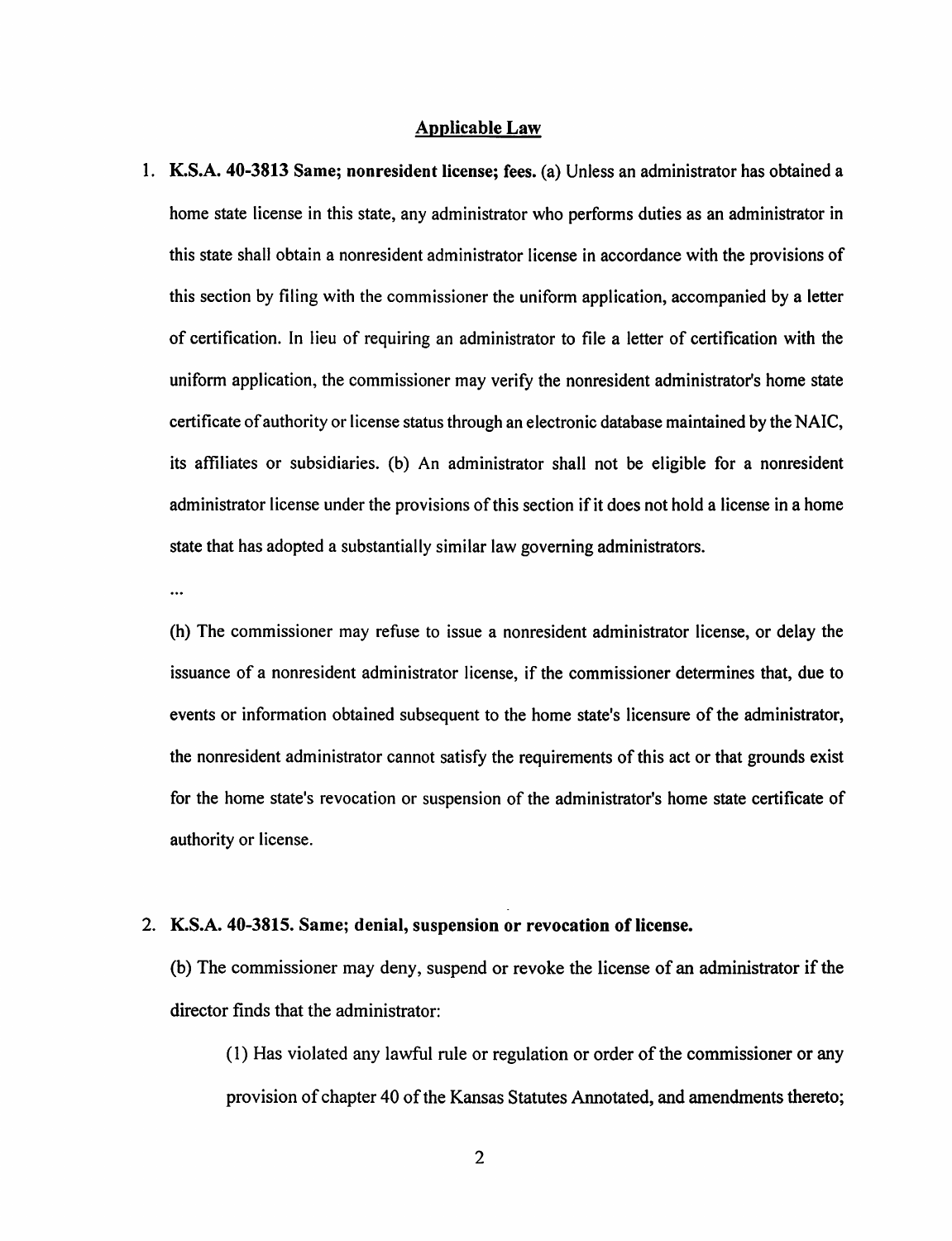## Applicable Law

1. **K.S.A. 40-3813 Same; nonresident license; fees.** (a) Unless an administrator has obtained a home state license in this state, any administrator who performs duties as an administrator in this state shall obtain a nonresident administrator license in accordance with the provisions of this section by filing with the commissioner the uniform application, accompanied by a letter of certification. In lieu of requiring an administrator to file a letter of certification with the uniform application, the commissioner may verify the nonresident administrator's home state certificate of authority or license status through an electronic database maintained by the NAIC, its affiliates or subsidiaries. (b) An administrator shall not be eligible for a nonresident administrator license under the provisions of this section if it does not hold a license in a home state that has adopted a substantially similar law governing administrators.

   ...

   (h) The commissioner may refuse to issue a nonresident administrator license, or delay the issuance of a nonresident administrator license, if the commissioner determines that, due to events or information obtained subsequent to the home state's licensure of the administrator, the nonresident administrator cannot satisfy the requirements of this act or that grounds exist for the home state's revocation or suspension of the administrator's home state certificate of authority or license.

2. **K.S.A. 40-3815. Same; denial, suspension or revocation of license.**

   (b) The commissioner may deny, suspend or revoke the license of an administrator if the director finds that the administrator:

   (1) Has violated any lawful rule or regulation or order of the commissioner or any provision of chapter 40 of the Kansas Statutes Annotated, and amendments thereto;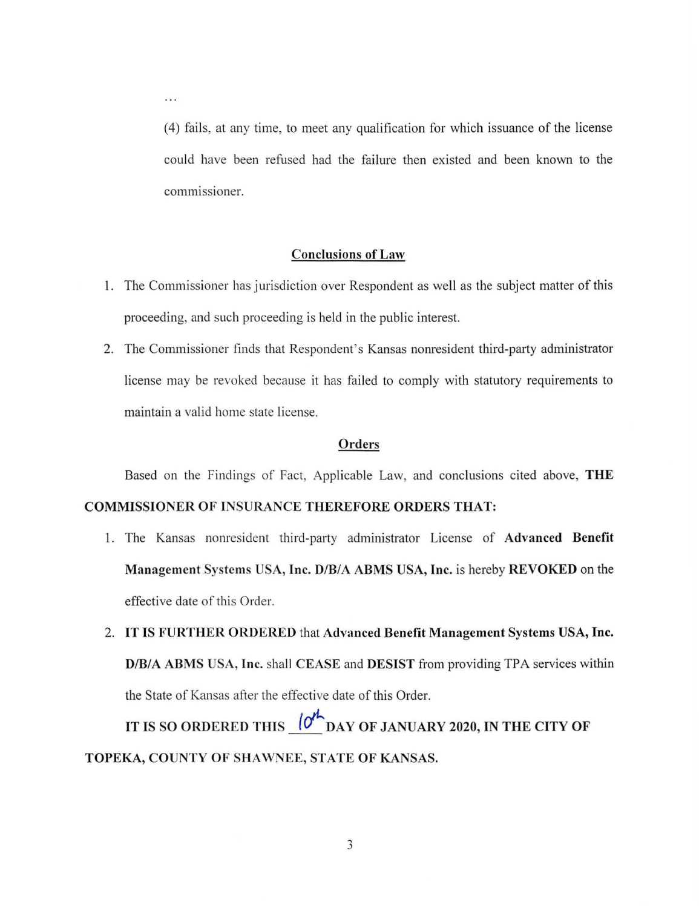…

(4) fails, at any time, to meet any qualification for which issuance of the license could have been refused had the failure then existed and been known to the commissioner.

## Conclusions of Law

1. The Commissioner has jurisdiction over Respondent as well as the subject matter of this proceeding, and such proceeding is held in the public interest.
2. The Commissioner finds that Respondent's Kansas nonresident third-party administrator license may be revoked because it has failed to comply with statutory requirements to maintain a valid home state license.

## Orders

Based on the Findings of Fact, Applicable Law, and conclusions cited above, **THE COMMISSIONER OF INSURANCE THEREFORE ORDERS THAT:**

1. The Kansas nonresident third-party administrator License of **Advanced Benefit Management Systems USA, Inc. D/B/A ABMS USA, Inc.** is hereby **REVOKED** on the effective date of this Order.
2. **IT IS FURTHER ORDERED** that **Advanced Benefit Management Systems USA, Inc. D/B/A ABMS USA, Inc.** shall **CEASE** and **DESIST** from providing TPA services within the State of Kansas after the effective date of this Order.

**IT IS SO ORDERED THIS 10th DAY OF JANUARY 2020, IN THE CITY OF TOPEKA, COUNTY OF SHAWNEE, STATE OF KANSAS.**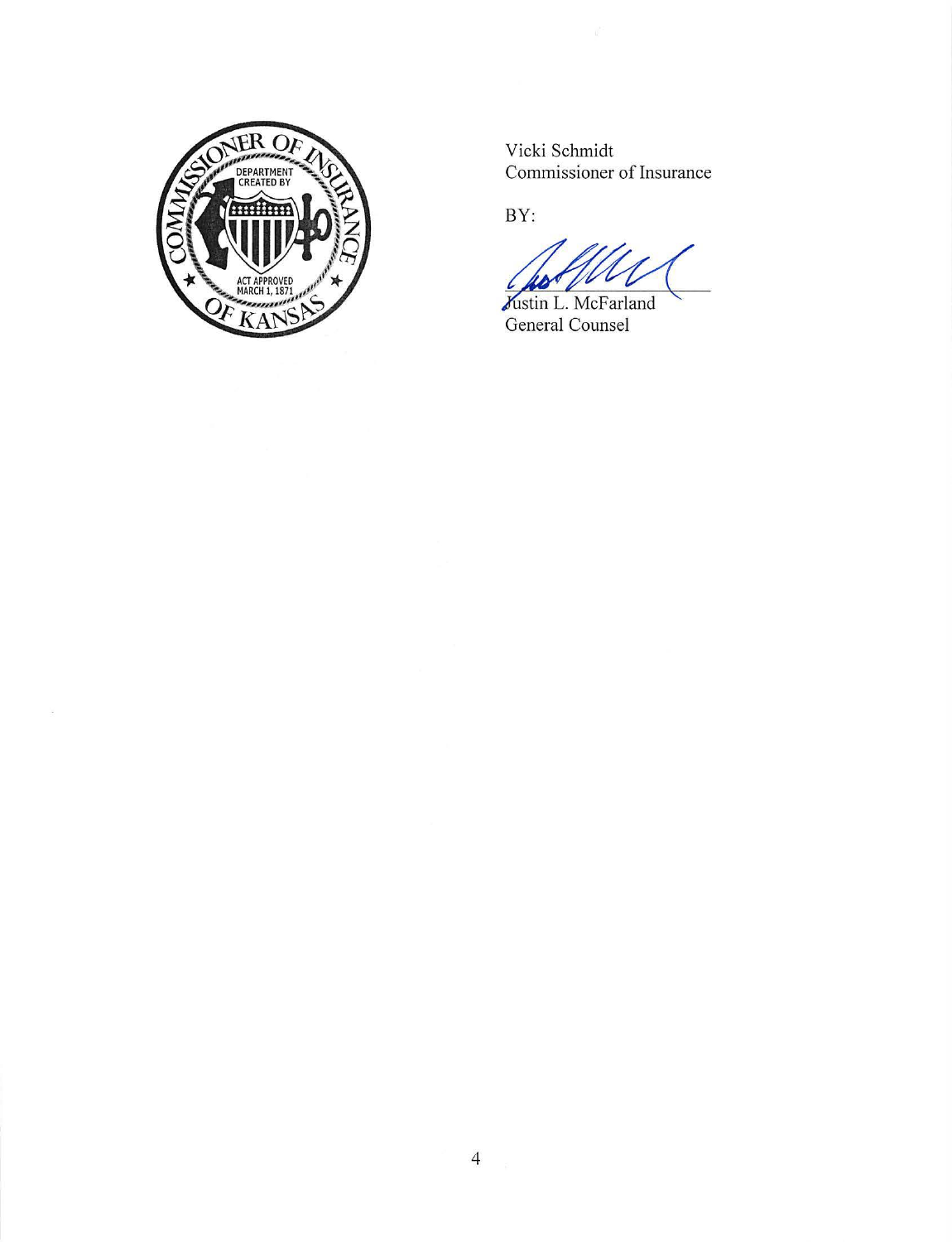Vicki Schmidt
Commissioner of Insurance

BY:

Justin L. McFarland
General Counsel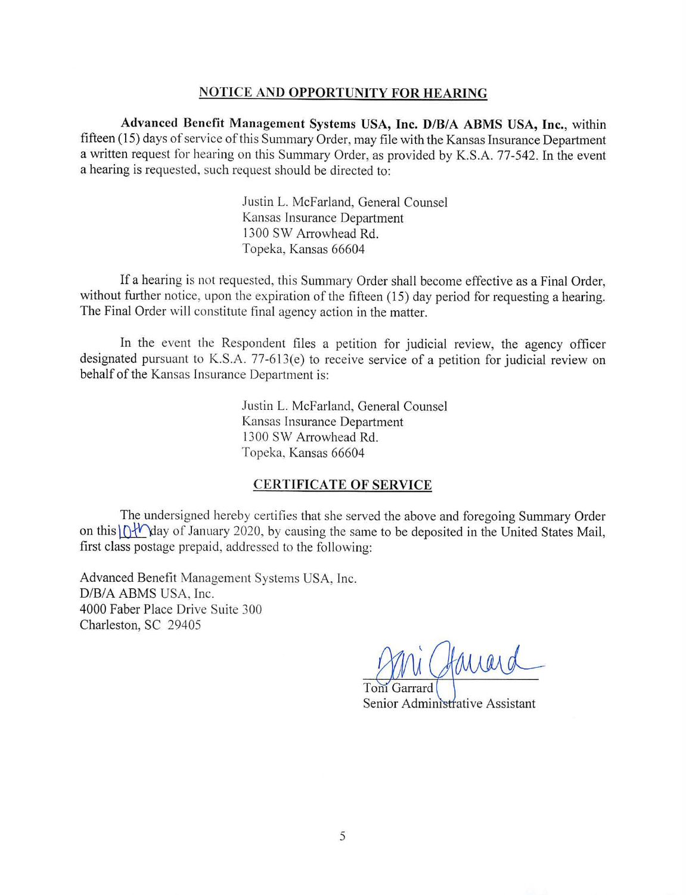## NOTICE AND OPPORTUNITY FOR HEARING

**Advanced Benefit Management Systems USA, Inc. D/B/A ABMS USA, Inc.**, within fifteen (15) days of service of this Summary Order, may file with the Kansas Insurance Department a written request for hearing on this Summary Order, as provided by K.S.A. 77-542. In the event a hearing is requested, such request should be directed to:

Justin L. McFarland, General Counsel
Kansas Insurance Department
1300 SW Arrowhead Rd.
Topeka, Kansas 66604

If a hearing is not requested, this Summary Order shall become effective as a Final Order, without further notice, upon the expiration of the fifteen (15) day period for requesting a hearing. The Final Order will constitute final agency action in the matter.

In the event the Respondent files a petition for judicial review, the agency officer designated pursuant to K.S.A. 77-613(e) to receive service of a petition for judicial review on behalf of the Kansas Insurance Department is:

Justin L. McFarland, General Counsel
Kansas Insurance Department
1300 SW Arrowhead Rd.
Topeka, Kansas 66604

## CERTIFICATE OF SERVICE

The undersigned hereby certifies that she served the above and foregoing Summary Order on this 10th day of January 2020, by causing the same to be deposited in the United States Mail, first class postage prepaid, addressed to the following:

Advanced Benefit Management Systems USA, Inc.
D/B/A ABMS USA, Inc.
4000 Faber Place Drive Suite 300
Charleston, SC 29405

Toni Garrard
Senior Administrative Assistant